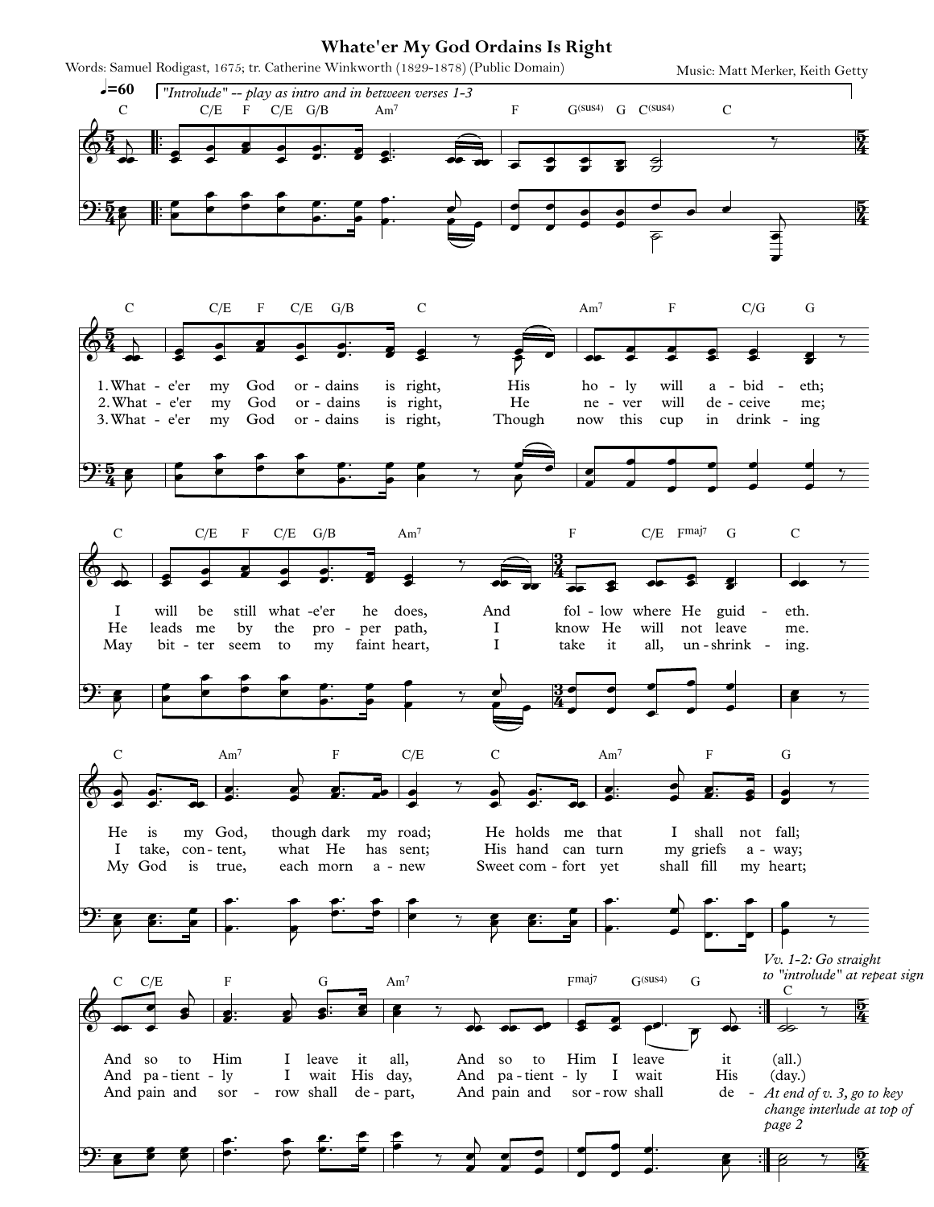# Whate'er My God Ordains Is Right

Words: Samuel Rodigast, 1675; tr. Catherine Winkworth (1829-1878) (Public Domain)

Music: Matt Merker, Keith Getty

♩=60

*"Introlude" -- play as intro and in between verses 1-3*

1. What - e'er my God or - dains is right, His ho - ly will a - bid - eth; I will be still what - e'er he does, And fol - low where He guid - eth. He is my God, though dark my road; He holds me that I shall not fall; And so to Him I leave it all, And so to Him I leave it (all.)

2. What - e'er my God or - dains is right, He ne - ver will de - ceive me; He leads me by the pro - per path, I know He will not leave me. I take, con - tent, what He has sent; His hand can turn my griefs a - way; And pa - tient - ly I wait His day, And pa - tient - ly I wait His (day.)

3. What - e'er my God or - dains is right, Though now this cup in drink - ing May bit - ter seem to my faint heart, I take it all, un - shrink - ing. My God is true, each morn a - new Sweet com - fort yet shall fill my heart; And pain and sor - row shall de - part, And pain and sor - row shall de -

*Vv. 1-2: Go straight to "introlude" at repeat sign*

*At end of v. 3, go to key change interlude at top of page 2*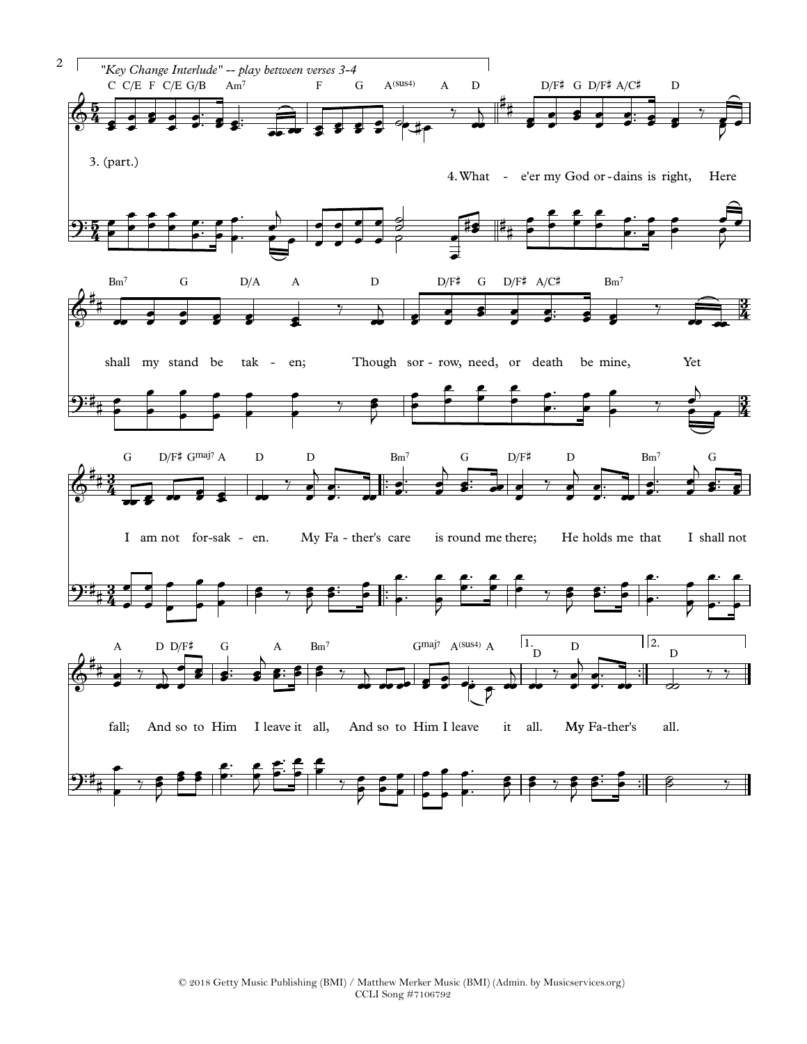*"Key Change Interlude" -- play between verses 3-4*

C C/E F C/E G/B Am7 F G A(sus4) A D D/F♯ G D/F♯ A/C♯ D

3. (part.)

4. What - e'er my God or - dains is right, Here

Bm7 G D/A A D D/F♯ G D/F♯ A/C♯ Bm7

shall my stand be tak - en; Though sor - row, need, or death be mine, Yet

G D/F♯ Gmaj7 A D D Bm7 G D/F♯ D Bm7 G

I am not for-sak - en. My Fa - ther's care is round me there; He holds me that I shall not

A D D/F♯ G A Bm7 Gmaj7 A(sus4) A 1. D D 2. D

fall; And so to Him I leave it all, And so to Him I leave it all. My Fa-ther's all.

© 2018 Getty Music Publishing (BMI) / Matthew Merker Music (BMI) (Admin. by Musicservices.org)
CCLI Song #7106792